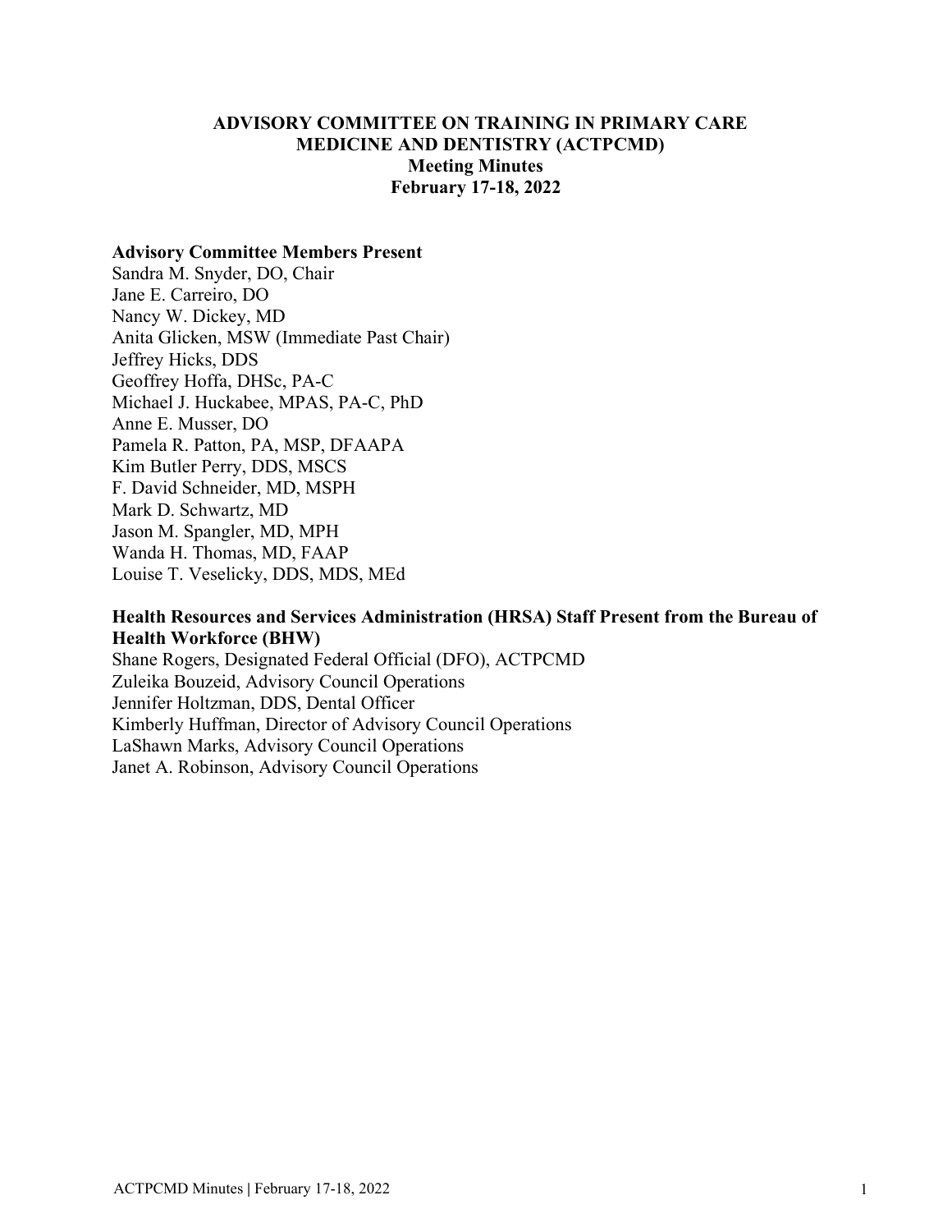# ADVISORY COMMITTEE ON TRAINING IN PRIMARY CARE MEDICINE AND DENTISTRY (ACTPCMD)

## Meeting Minutes

## February 17-18, 2022

### Advisory Committee Members Present

Sandra M. Snyder, DO, Chair
Jane E. Carreiro, DO
Nancy W. Dickey, MD
Anita Glicken, MSW (Immediate Past Chair)
Jeffrey Hicks, DDS
Geoffrey Hoffa, DHSc, PA-C
Michael J. Huckabee, MPAS, PA-C, PhD
Anne E. Musser, DO
Pamela R. Patton, PA, MSP, DFAAPA
Kim Butler Perry, DDS, MSCS
F. David Schneider, MD, MSPH
Mark D. Schwartz, MD
Jason M. Spangler, MD, MPH
Wanda H. Thomas, MD, FAAP
Louise T. Veselicky, DDS, MDS, MEd

### Health Resources and Services Administration (HRSA) Staff Present from the Bureau of Health Workforce (BHW)

Shane Rogers, Designated Federal Official (DFO), ACTPCMD
Zuleika Bouzeid, Advisory Council Operations
Jennifer Holtzman, DDS, Dental Officer
Kimberly Huffman, Director of Advisory Council Operations
LaShawn Marks, Advisory Council Operations
Janet A. Robinson, Advisory Council Operations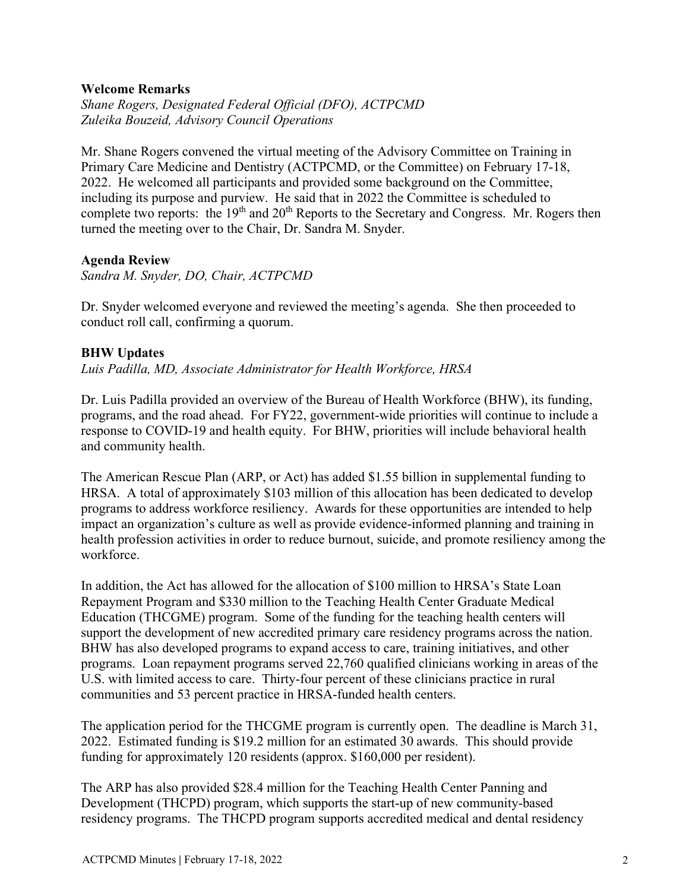**Welcome Remarks**

*Shane Rogers, Designated Federal Official (DFO), ACTPCMD*
*Zuleika Bouzeid, Advisory Council Operations*

Mr. Shane Rogers convened the virtual meeting of the Advisory Committee on Training in Primary Care Medicine and Dentistry (ACTPCMD, or the Committee) on February 17-18, 2022. He welcomed all participants and provided some background on the Committee, including its purpose and purview. He said that in 2022 the Committee is scheduled to complete two reports: the 19th and 20th Reports to the Secretary and Congress. Mr. Rogers then turned the meeting over to the Chair, Dr. Sandra M. Snyder.

**Agenda Review**

*Sandra M. Snyder, DO, Chair, ACTPCMD*

Dr. Snyder welcomed everyone and reviewed the meeting's agenda. She then proceeded to conduct roll call, confirming a quorum.

**BHW Updates**

*Luis Padilla, MD, Associate Administrator for Health Workforce, HRSA*

Dr. Luis Padilla provided an overview of the Bureau of Health Workforce (BHW), its funding, programs, and the road ahead. For FY22, government-wide priorities will continue to include a response to COVID-19 and health equity. For BHW, priorities will include behavioral health and community health.

The American Rescue Plan (ARP, or Act) has added $1.55 billion in supplemental funding to HRSA. A total of approximately $103 million of this allocation has been dedicated to develop programs to address workforce resiliency. Awards for these opportunities are intended to help impact an organization's culture as well as provide evidence-informed planning and training in health profession activities in order to reduce burnout, suicide, and promote resiliency among the workforce.

In addition, the Act has allowed for the allocation of $100 million to HRSA's State Loan Repayment Program and $330 million to the Teaching Health Center Graduate Medical Education (THCGME) program. Some of the funding for the teaching health centers will support the development of new accredited primary care residency programs across the nation. BHW has also developed programs to expand access to care, training initiatives, and other programs. Loan repayment programs served 22,760 qualified clinicians working in areas of the U.S. with limited access to care. Thirty-four percent of these clinicians practice in rural communities and 53 percent practice in HRSA-funded health centers.

The application period for the THCGME program is currently open. The deadline is March 31, 2022. Estimated funding is $19.2 million for an estimated 30 awards. This should provide funding for approximately 120 residents (approx. $160,000 per resident).

The ARP has also provided $28.4 million for the Teaching Health Center Panning and Development (THCPD) program, which supports the start-up of new community-based residency programs. The THCPD program supports accredited medical and dental residency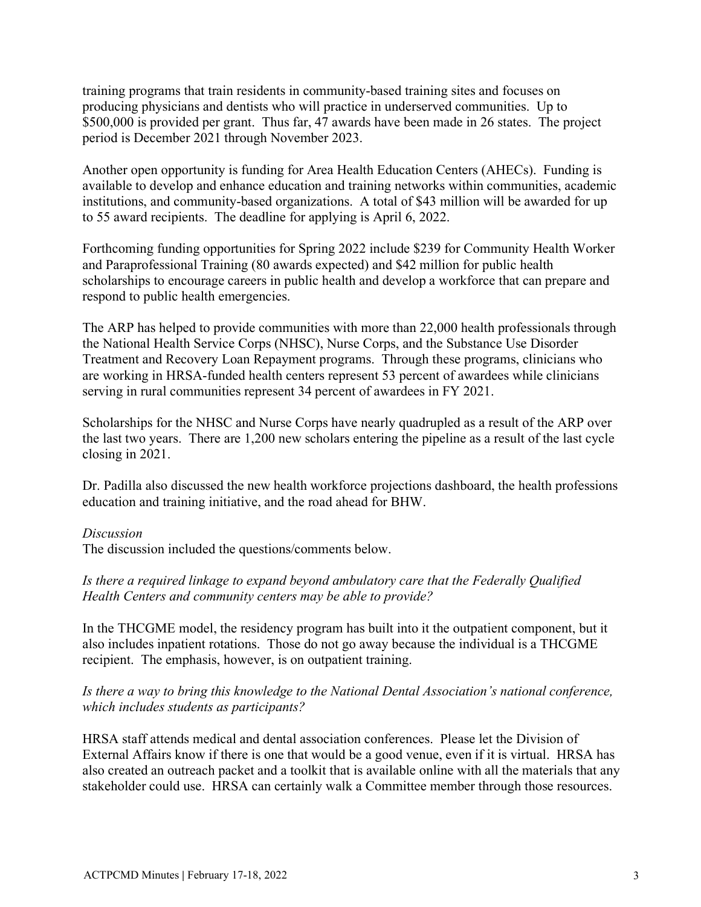training programs that train residents in community-based training sites and focuses on producing physicians and dentists who will practice in underserved communities. Up to $500,000 is provided per grant. Thus far, 47 awards have been made in 26 states. The project period is December 2021 through November 2023.

Another open opportunity is funding for Area Health Education Centers (AHECs). Funding is available to develop and enhance education and training networks within communities, academic institutions, and community-based organizations. A total of $43 million will be awarded for up to 55 award recipients. The deadline for applying is April 6, 2022.

Forthcoming funding opportunities for Spring 2022 include $239 for Community Health Worker and Paraprofessional Training (80 awards expected) and $42 million for public health scholarships to encourage careers in public health and develop a workforce that can prepare and respond to public health emergencies.

The ARP has helped to provide communities with more than 22,000 health professionals through the National Health Service Corps (NHSC), Nurse Corps, and the Substance Use Disorder Treatment and Recovery Loan Repayment programs. Through these programs, clinicians who are working in HRSA-funded health centers represent 53 percent of awardees while clinicians serving in rural communities represent 34 percent of awardees in FY 2021.

Scholarships for the NHSC and Nurse Corps have nearly quadrupled as a result of the ARP over the last two years. There are 1,200 new scholars entering the pipeline as a result of the last cycle closing in 2021.

Dr. Padilla also discussed the new health workforce projections dashboard, the health professions education and training initiative, and the road ahead for BHW.

*Discussion*

The discussion included the questions/comments below.

*Is there a required linkage to expand beyond ambulatory care that the Federally Qualified Health Centers and community centers may be able to provide?*

In the THCGME model, the residency program has built into it the outpatient component, but it also includes inpatient rotations. Those do not go away because the individual is a THCGME recipient. The emphasis, however, is on outpatient training.

*Is there a way to bring this knowledge to the National Dental Association's national conference, which includes students as participants?*

HRSA staff attends medical and dental association conferences. Please let the Division of External Affairs know if there is one that would be a good venue, even if it is virtual. HRSA has also created an outreach packet and a toolkit that is available online with all the materials that any stakeholder could use. HRSA can certainly walk a Committee member through those resources.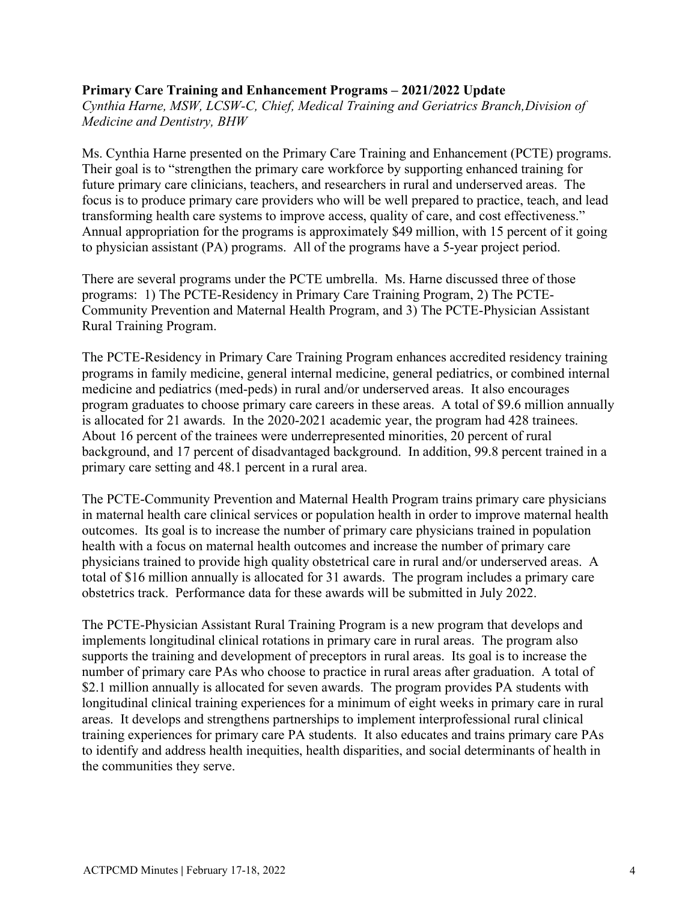**Primary Care Training and Enhancement Programs – 2021/2022 Update**
*Cynthia Harne, MSW, LCSW-C, Chief, Medical Training and Geriatrics Branch, Division of Medicine and Dentistry, BHW*

Ms. Cynthia Harne presented on the Primary Care Training and Enhancement (PCTE) programs. Their goal is to "strengthen the primary care workforce by supporting enhanced training for future primary care clinicians, teachers, and researchers in rural and underserved areas. The focus is to produce primary care providers who will be well prepared to practice, teach, and lead transforming health care systems to improve access, quality of care, and cost effectiveness." Annual appropriation for the programs is approximately $49 million, with 15 percent of it going to physician assistant (PA) programs. All of the programs have a 5-year project period.

There are several programs under the PCTE umbrella. Ms. Harne discussed three of those programs: 1) The PCTE-Residency in Primary Care Training Program, 2) The PCTE-Community Prevention and Maternal Health Program, and 3) The PCTE-Physician Assistant Rural Training Program.

The PCTE-Residency in Primary Care Training Program enhances accredited residency training programs in family medicine, general internal medicine, general pediatrics, or combined internal medicine and pediatrics (med-peds) in rural and/or underserved areas. It also encourages program graduates to choose primary care careers in these areas. A total of $9.6 million annually is allocated for 21 awards. In the 2020-2021 academic year, the program had 428 trainees. About 16 percent of the trainees were underrepresented minorities, 20 percent of rural background, and 17 percent of disadvantaged background. In addition, 99.8 percent trained in a primary care setting and 48.1 percent in a rural area.

The PCTE-Community Prevention and Maternal Health Program trains primary care physicians in maternal health care clinical services or population health in order to improve maternal health outcomes. Its goal is to increase the number of primary care physicians trained in population health with a focus on maternal health outcomes and increase the number of primary care physicians trained to provide high quality obstetrical care in rural and/or underserved areas. A total of $16 million annually is allocated for 31 awards. The program includes a primary care obstetrics track. Performance data for these awards will be submitted in July 2022.

The PCTE-Physician Assistant Rural Training Program is a new program that develops and implements longitudinal clinical rotations in primary care in rural areas. The program also supports the training and development of preceptors in rural areas. Its goal is to increase the number of primary care PAs who choose to practice in rural areas after graduation. A total of $2.1 million annually is allocated for seven awards. The program provides PA students with longitudinal clinical training experiences for a minimum of eight weeks in primary care in rural areas. It develops and strengthens partnerships to implement interprofessional rural clinical training experiences for primary care PA students. It also educates and trains primary care PAs to identify and address health inequities, health disparities, and social determinants of health in the communities they serve.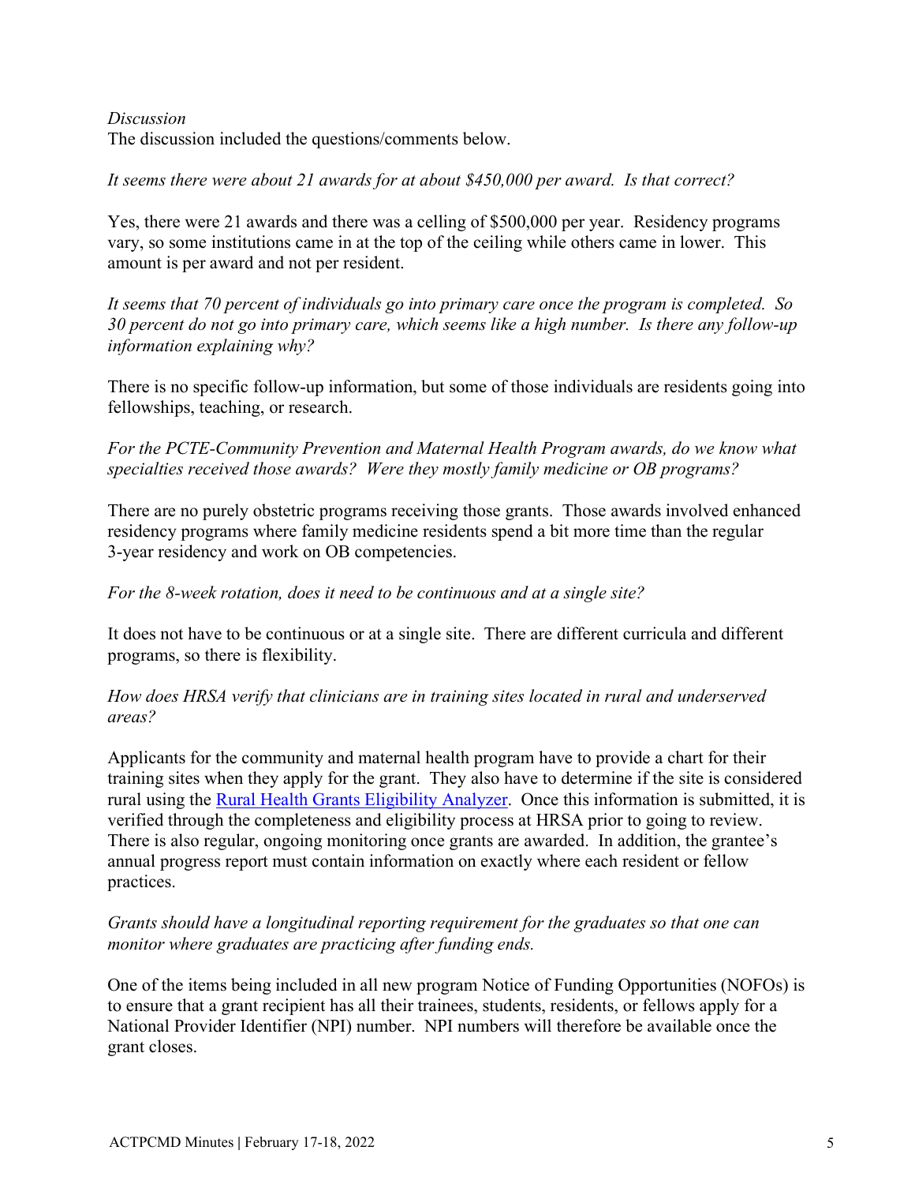*Discussion*

The discussion included the questions/comments below.

*It seems there were about 21 awards for at about $450,000 per award. Is that correct?*

Yes, there were 21 awards and there was a celling of $500,000 per year. Residency programs vary, so some institutions came in at the top of the ceiling while others came in lower. This amount is per award and not per resident.

*It seems that 70 percent of individuals go into primary care once the program is completed. So 30 percent do not go into primary care, which seems like a high number. Is there any follow-up information explaining why?*

There is no specific follow-up information, but some of those individuals are residents going into fellowships, teaching, or research.

*For the PCTE-Community Prevention and Maternal Health Program awards, do we know what specialties received those awards? Were they mostly family medicine or OB programs?*

There are no purely obstetric programs receiving those grants. Those awards involved enhanced residency programs where family medicine residents spend a bit more time than the regular 3-year residency and work on OB competencies.

*For the 8-week rotation, does it need to be continuous and at a single site?*

It does not have to be continuous or at a single site. There are different curricula and different programs, so there is flexibility.

*How does HRSA verify that clinicians are in training sites located in rural and underserved areas?*

Applicants for the community and maternal health program have to provide a chart for their training sites when they apply for the grant. They also have to determine if the site is considered rural using the [Rural Health Grants Eligibility Analyzer](). Once this information is submitted, it is verified through the completeness and eligibility process at HRSA prior to going to review. There is also regular, ongoing monitoring once grants are awarded. In addition, the grantee's annual progress report must contain information on exactly where each resident or fellow practices.

*Grants should have a longitudinal reporting requirement for the graduates so that one can monitor where graduates are practicing after funding ends.*

One of the items being included in all new program Notice of Funding Opportunities (NOFOs) is to ensure that a grant recipient has all their trainees, students, residents, or fellows apply for a National Provider Identifier (NPI) number. NPI numbers will therefore be available once the grant closes.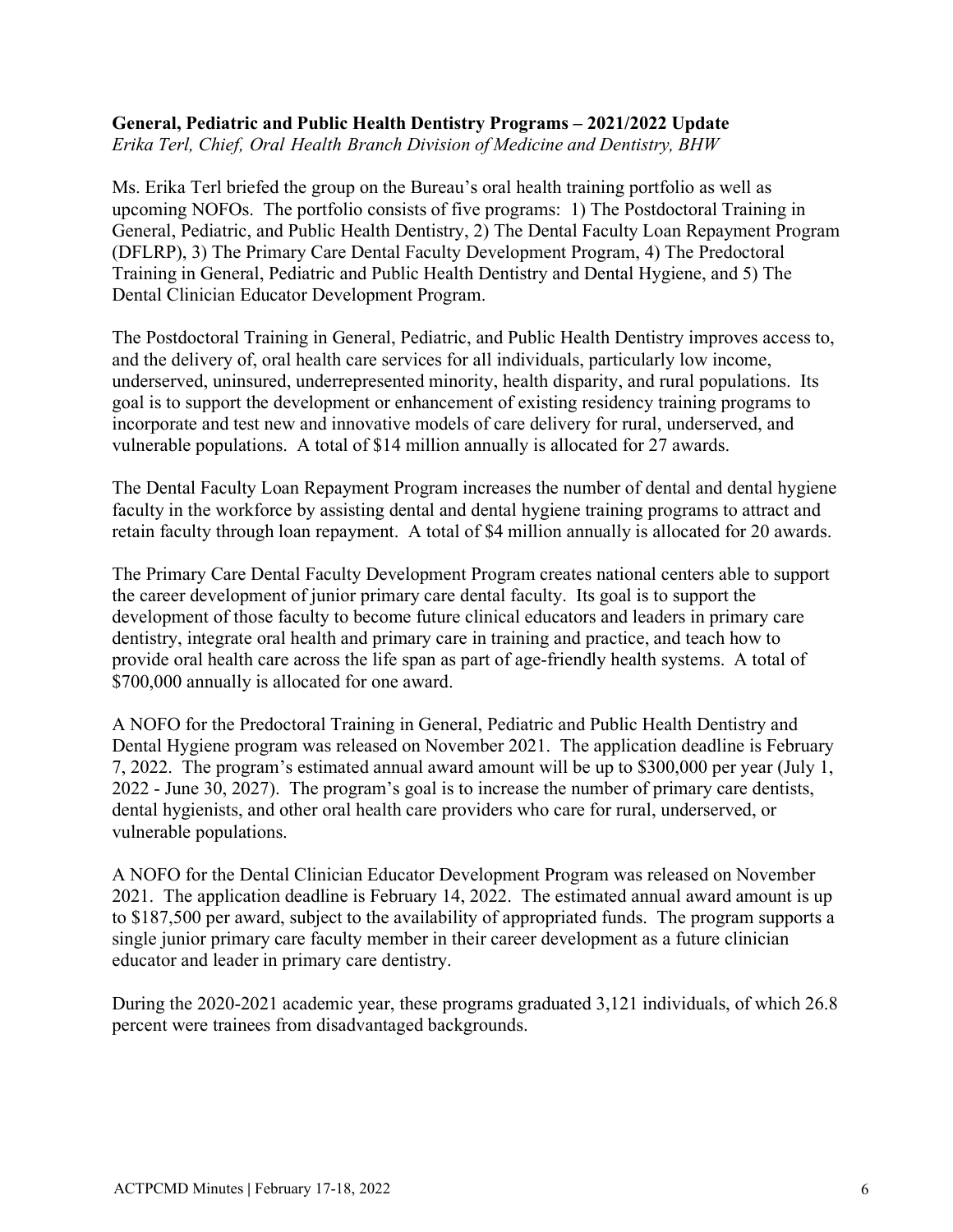**General, Pediatric and Public Health Dentistry Programs – 2021/2022 Update**
*Erika Terl, Chief, Oral Health Branch Division of Medicine and Dentistry, BHW*

Ms. Erika Terl briefed the group on the Bureau's oral health training portfolio as well as upcoming NOFOs. The portfolio consists of five programs: 1) The Postdoctoral Training in General, Pediatric, and Public Health Dentistry, 2) The Dental Faculty Loan Repayment Program (DFLRP), 3) The Primary Care Dental Faculty Development Program, 4) The Predoctoral Training in General, Pediatric and Public Health Dentistry and Dental Hygiene, and 5) The Dental Clinician Educator Development Program.

The Postdoctoral Training in General, Pediatric, and Public Health Dentistry improves access to, and the delivery of, oral health care services for all individuals, particularly low income, underserved, uninsured, underrepresented minority, health disparity, and rural populations. Its goal is to support the development or enhancement of existing residency training programs to incorporate and test new and innovative models of care delivery for rural, underserved, and vulnerable populations. A total of $14 million annually is allocated for 27 awards.

The Dental Faculty Loan Repayment Program increases the number of dental and dental hygiene faculty in the workforce by assisting dental and dental hygiene training programs to attract and retain faculty through loan repayment. A total of $4 million annually is allocated for 20 awards.

The Primary Care Dental Faculty Development Program creates national centers able to support the career development of junior primary care dental faculty. Its goal is to support the development of those faculty to become future clinical educators and leaders in primary care dentistry, integrate oral health and primary care in training and practice, and teach how to provide oral health care across the life span as part of age-friendly health systems. A total of $700,000 annually is allocated for one award.

A NOFO for the Predoctoral Training in General, Pediatric and Public Health Dentistry and Dental Hygiene program was released on November 2021. The application deadline is February 7, 2022. The program's estimated annual award amount will be up to $300,000 per year (July 1, 2022 - June 30, 2027). The program's goal is to increase the number of primary care dentists, dental hygienists, and other oral health care providers who care for rural, underserved, or vulnerable populations.

A NOFO for the Dental Clinician Educator Development Program was released on November 2021. The application deadline is February 14, 2022. The estimated annual award amount is up to $187,500 per award, subject to the availability of appropriated funds. The program supports a single junior primary care faculty member in their career development as a future clinician educator and leader in primary care dentistry.

During the 2020-2021 academic year, these programs graduated 3,121 individuals, of which 26.8 percent were trainees from disadvantaged backgrounds.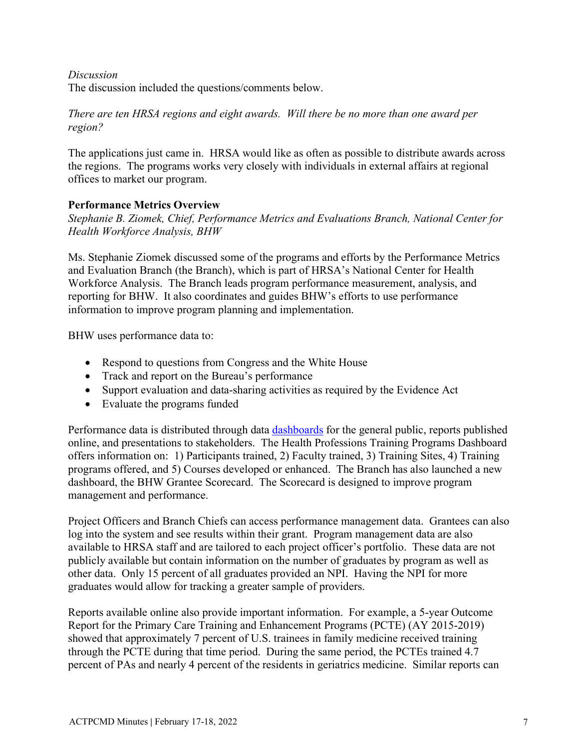*Discussion*
The discussion included the questions/comments below.

*There are ten HRSA regions and eight awards. Will there be no more than one award per region?*

The applications just came in. HRSA would like as often as possible to distribute awards across the regions. The programs works very closely with individuals in external affairs at regional offices to market our program.

**Performance Metrics Overview**
*Stephanie B. Ziomek, Chief, Performance Metrics and Evaluations Branch, National Center for Health Workforce Analysis, BHW*

Ms. Stephanie Ziomek discussed some of the programs and efforts by the Performance Metrics and Evaluation Branch (the Branch), which is part of HRSA's National Center for Health Workforce Analysis. The Branch leads program performance measurement, analysis, and reporting for BHW. It also coordinates and guides BHW's efforts to use performance information to improve program planning and implementation.

BHW uses performance data to:

- Respond to questions from Congress and the White House
- Track and report on the Bureau's performance
- Support evaluation and data-sharing activities as required by the Evidence Act
- Evaluate the programs funded

Performance data is distributed through data dashboards for the general public, reports published online, and presentations to stakeholders. The Health Professions Training Programs Dashboard offers information on: 1) Participants trained, 2) Faculty trained, 3) Training Sites, 4) Training programs offered, and 5) Courses developed or enhanced. The Branch has also launched a new dashboard, the BHW Grantee Scorecard. The Scorecard is designed to improve program management and performance.

Project Officers and Branch Chiefs can access performance management data. Grantees can also log into the system and see results within their grant. Program management data are also available to HRSA staff and are tailored to each project officer's portfolio. These data are not publicly available but contain information on the number of graduates by program as well as other data. Only 15 percent of all graduates provided an NPI. Having the NPI for more graduates would allow for tracking a greater sample of providers.

Reports available online also provide important information. For example, a 5-year Outcome Report for the Primary Care Training and Enhancement Programs (PCTE) (AY 2015-2019) showed that approximately 7 percent of U.S. trainees in family medicine received training through the PCTE during that time period. During the same period, the PCTEs trained 4.7 percent of PAs and nearly 4 percent of the residents in geriatrics medicine. Similar reports can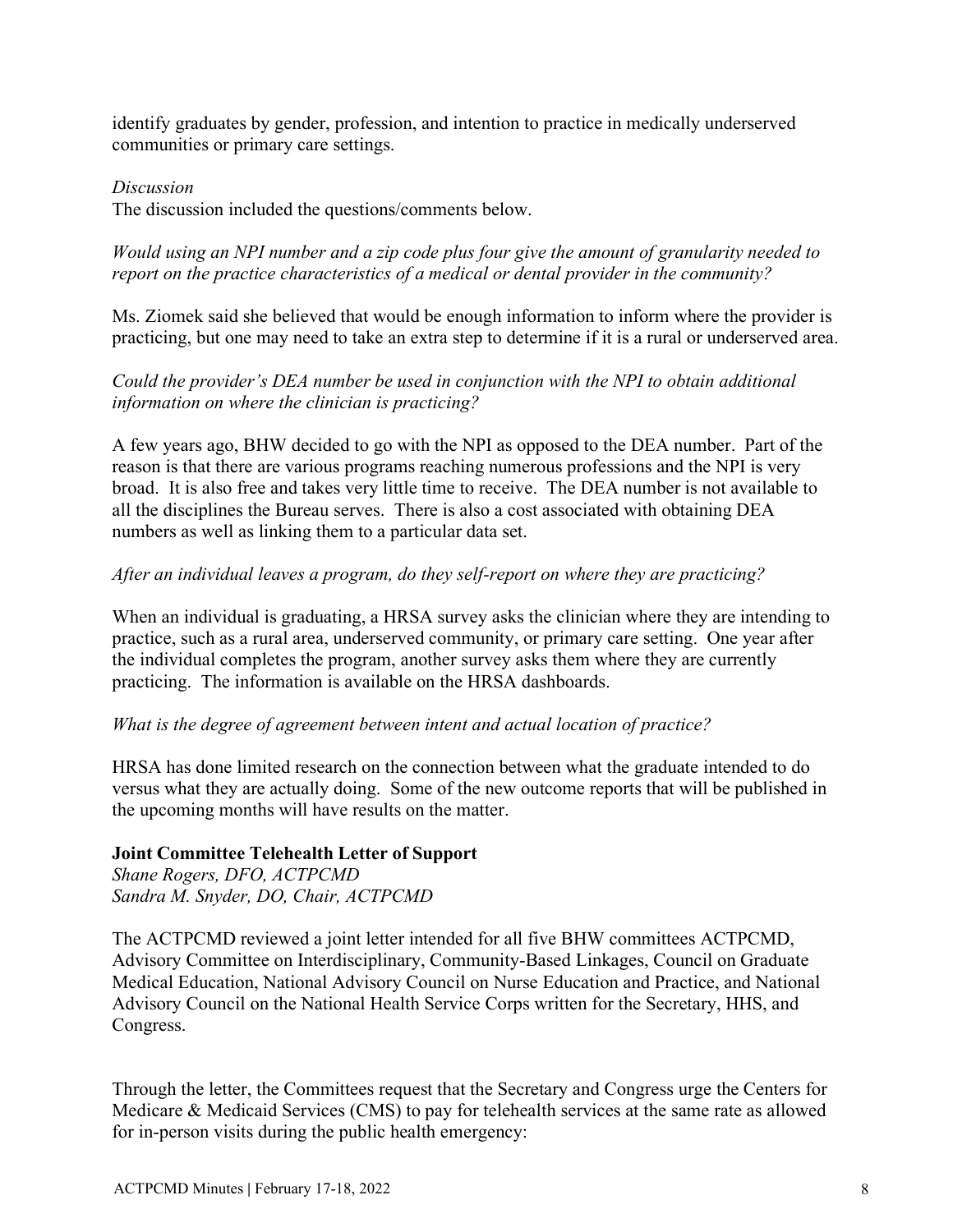identify graduates by gender, profession, and intention to practice in medically underserved communities or primary care settings.

*Discussion*
The discussion included the questions/comments below.

*Would using an NPI number and a zip code plus four give the amount of granularity needed to report on the practice characteristics of a medical or dental provider in the community?*

Ms. Ziomek said she believed that would be enough information to inform where the provider is practicing, but one may need to take an extra step to determine if it is a rural or underserved area.

*Could the provider's DEA number be used in conjunction with the NPI to obtain additional information on where the clinician is practicing?*

A few years ago, BHW decided to go with the NPI as opposed to the DEA number. Part of the reason is that there are various programs reaching numerous professions and the NPI is very broad. It is also free and takes very little time to receive. The DEA number is not available to all the disciplines the Bureau serves. There is also a cost associated with obtaining DEA numbers as well as linking them to a particular data set.

*After an individual leaves a program, do they self-report on where they are practicing?*

When an individual is graduating, a HRSA survey asks the clinician where they are intending to practice, such as a rural area, underserved community, or primary care setting. One year after the individual completes the program, another survey asks them where they are currently practicing. The information is available on the HRSA dashboards.

*What is the degree of agreement between intent and actual location of practice?*

HRSA has done limited research on the connection between what the graduate intended to do versus what they are actually doing. Some of the new outcome reports that will be published in the upcoming months will have results on the matter.

**Joint Committee Telehealth Letter of Support**
*Shane Rogers, DFO, ACTPCMD*
*Sandra M. Snyder, DO, Chair, ACTPCMD*

The ACTPCMD reviewed a joint letter intended for all five BHW committees ACTPCMD, Advisory Committee on Interdisciplinary, Community-Based Linkages, Council on Graduate Medical Education, National Advisory Council on Nurse Education and Practice, and National Advisory Council on the National Health Service Corps written for the Secretary, HHS, and Congress.

Through the letter, the Committees request that the Secretary and Congress urge the Centers for Medicare & Medicaid Services (CMS) to pay for telehealth services at the same rate as allowed for in-person visits during the public health emergency: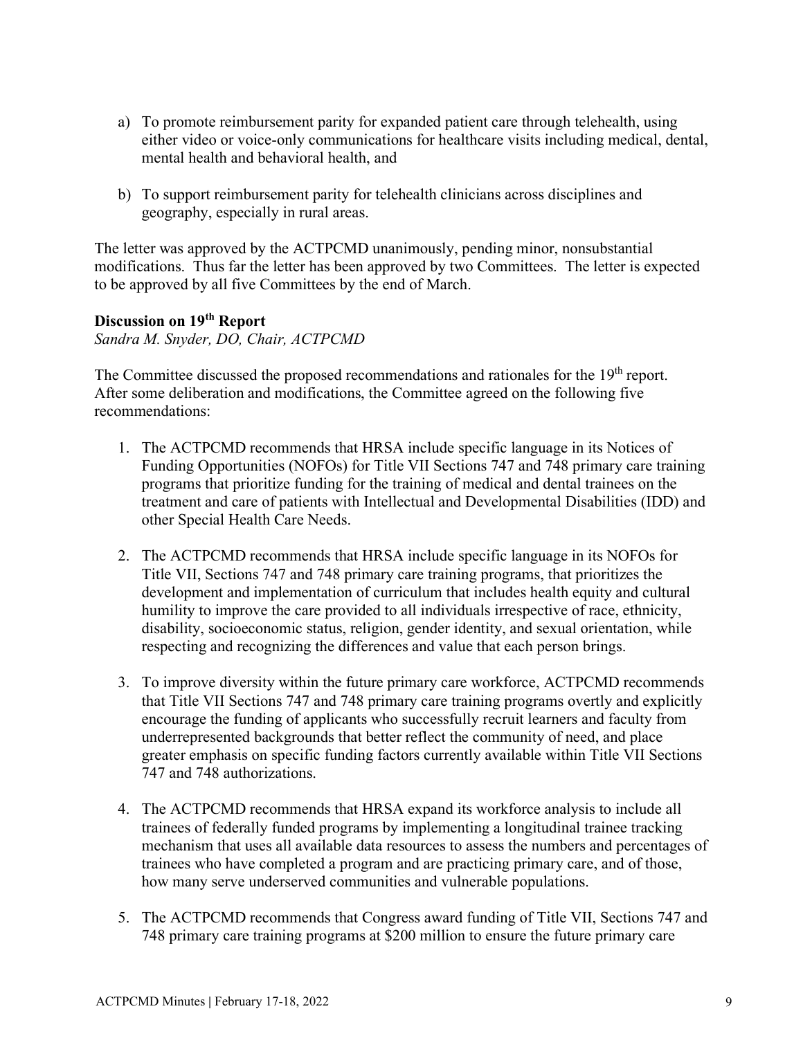a) To promote reimbursement parity for expanded patient care through telehealth, using either video or voice-only communications for healthcare visits including medical, dental, mental health and behavioral health, and

b) To support reimbursement parity for telehealth clinicians across disciplines and geography, especially in rural areas.

The letter was approved by the ACTPCMD unanimously, pending minor, nonsubstantial modifications. Thus far the letter has been approved by two Committees. The letter is expected to be approved by all five Committees by the end of March.

**Discussion on 19th Report**

*Sandra M. Snyder, DO, Chair, ACTPCMD*

The Committee discussed the proposed recommendations and rationales for the 19th report. After some deliberation and modifications, the Committee agreed on the following five recommendations:

1. The ACTPCMD recommends that HRSA include specific language in its Notices of Funding Opportunities (NOFOs) for Title VII Sections 747 and 748 primary care training programs that prioritize funding for the training of medical and dental trainees on the treatment and care of patients with Intellectual and Developmental Disabilities (IDD) and other Special Health Care Needs.

2. The ACTPCMD recommends that HRSA include specific language in its NOFOs for Title VII, Sections 747 and 748 primary care training programs, that prioritizes the development and implementation of curriculum that includes health equity and cultural humility to improve the care provided to all individuals irrespective of race, ethnicity, disability, socioeconomic status, religion, gender identity, and sexual orientation, while respecting and recognizing the differences and value that each person brings.

3. To improve diversity within the future primary care workforce, ACTPCMD recommends that Title VII Sections 747 and 748 primary care training programs overtly and explicitly encourage the funding of applicants who successfully recruit learners and faculty from underrepresented backgrounds that better reflect the community of need, and place greater emphasis on specific funding factors currently available within Title VII Sections 747 and 748 authorizations.

4. The ACTPCMD recommends that HRSA expand its workforce analysis to include all trainees of federally funded programs by implementing a longitudinal trainee tracking mechanism that uses all available data resources to assess the numbers and percentages of trainees who have completed a program and are practicing primary care, and of those, how many serve underserved communities and vulnerable populations.

5. The ACTPCMD recommends that Congress award funding of Title VII, Sections 747 and 748 primary care training programs at $200 million to ensure the future primary care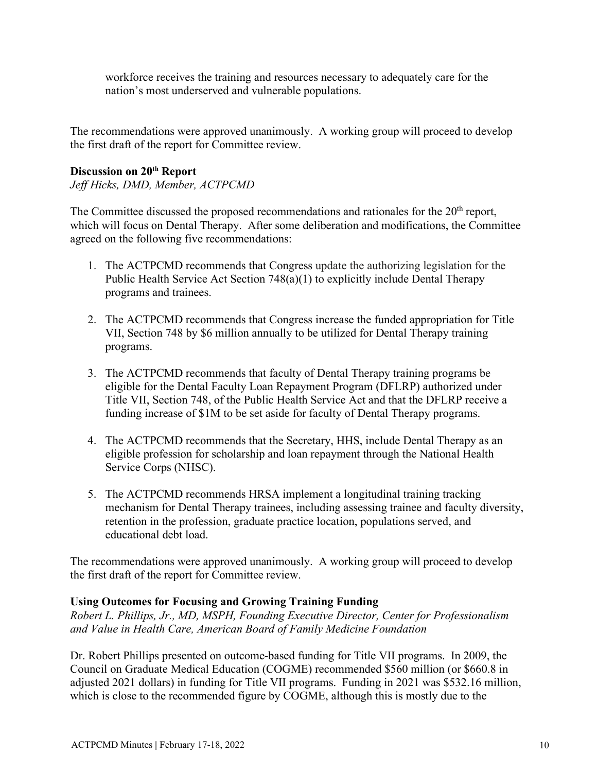workforce receives the training and resources necessary to adequately care for the nation's most underserved and vulnerable populations.

The recommendations were approved unanimously. A working group will proceed to develop the first draft of the report for Committee review.

**Discussion on 20th Report**

*Jeff Hicks, DMD, Member, ACTPCMD*

The Committee discussed the proposed recommendations and rationales for the 20th report, which will focus on Dental Therapy. After some deliberation and modifications, the Committee agreed on the following five recommendations:

1. The ACTPCMD recommends that Congress update the authorizing legislation for the Public Health Service Act Section 748(a)(1) to explicitly include Dental Therapy programs and trainees.

2. The ACTPCMD recommends that Congress increase the funded appropriation for Title VII, Section 748 by $6 million annually to be utilized for Dental Therapy training programs.

3. The ACTPCMD recommends that faculty of Dental Therapy training programs be eligible for the Dental Faculty Loan Repayment Program (DFLRP) authorized under Title VII, Section 748, of the Public Health Service Act and that the DFLRP receive a funding increase of $1M to be set aside for faculty of Dental Therapy programs.

4. The ACTPCMD recommends that the Secretary, HHS, include Dental Therapy as an eligible profession for scholarship and loan repayment through the National Health Service Corps (NHSC).

5. The ACTPCMD recommends HRSA implement a longitudinal training tracking mechanism for Dental Therapy trainees, including assessing trainee and faculty diversity, retention in the profession, graduate practice location, populations served, and educational debt load.

The recommendations were approved unanimously. A working group will proceed to develop the first draft of the report for Committee review.

**Using Outcomes for Focusing and Growing Training Funding**

*Robert L. Phillips, Jr., MD, MSPH, Founding Executive Director, Center for Professionalism and Value in Health Care, American Board of Family Medicine Foundation*

Dr. Robert Phillips presented on outcome-based funding for Title VII programs. In 2009, the Council on Graduate Medical Education (COGME) recommended $560 million (or $660.8 in adjusted 2021 dollars) in funding for Title VII programs. Funding in 2021 was $532.16 million, which is close to the recommended figure by COGME, although this is mostly due to the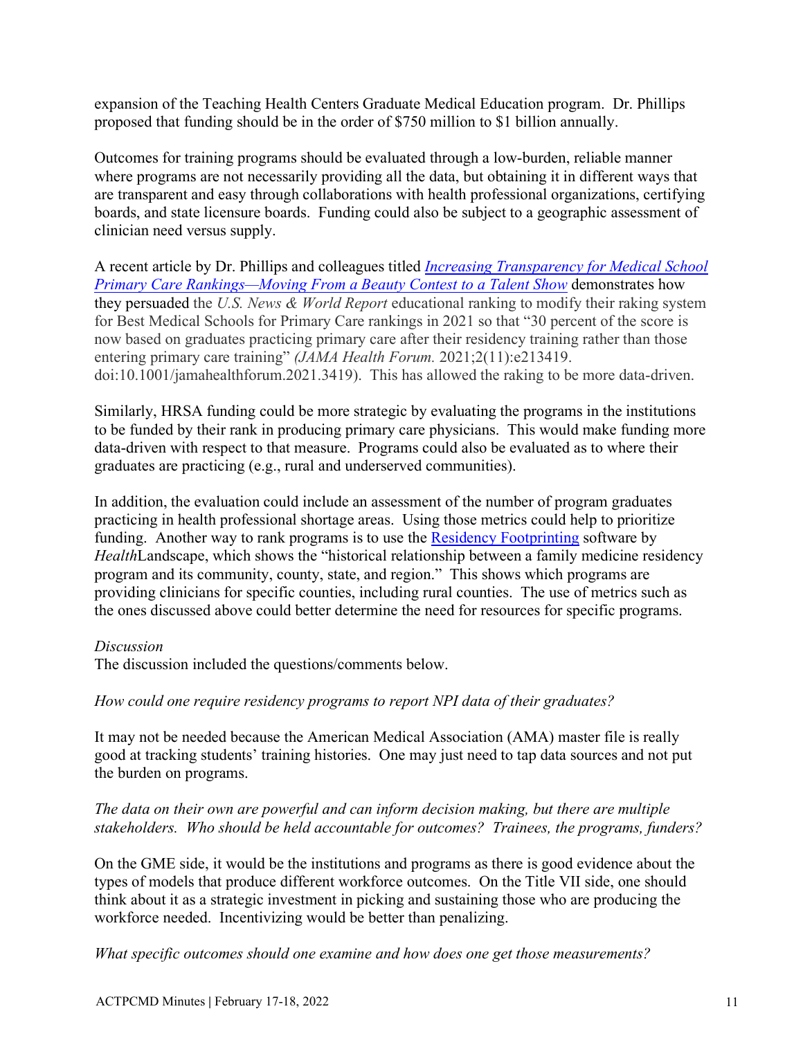expansion of the Teaching Health Centers Graduate Medical Education program. Dr. Phillips proposed that funding should be in the order of $750 million to $1 billion annually.

Outcomes for training programs should be evaluated through a low-burden, reliable manner where programs are not necessarily providing all the data, but obtaining it in different ways that are transparent and easy through collaborations with health professional organizations, certifying boards, and state licensure boards. Funding could also be subject to a geographic assessment of clinician need versus supply.

A recent article by Dr. Phillips and colleagues titled [*Increasing Transparency for Medical School Primary Care Rankings—Moving From a Beauty Contest to a Talent Show*]() demonstrates how they persuaded the *U.S. News & World Report* educational ranking to modify their raking system for Best Medical Schools for Primary Care rankings in 2021 so that "30 percent of the score is now based on graduates practicing primary care after their residency training rather than those entering primary care training" *(JAMA Health Forum.* 2021;2(11):e213419. doi:10.1001/jamahealthforum.2021.3419). This has allowed the raking to be more data-driven.

Similarly, HRSA funding could be more strategic by evaluating the programs in the institutions to be funded by their rank in producing primary care physicians. This would make funding more data-driven with respect to that measure. Programs could also be evaluated as to where their graduates are practicing (e.g., rural and underserved communities).

In addition, the evaluation could include an assessment of the number of program graduates practicing in health professional shortage areas. Using those metrics could help to prioritize funding. Another way to rank programs is to use the [Residency Footprinting]() software by *Health*Landscape, which shows the "historical relationship between a family medicine residency program and its community, county, state, and region." This shows which programs are providing clinicians for specific counties, including rural counties. The use of metrics such as the ones discussed above could better determine the need for resources for specific programs.

*Discussion*

The discussion included the questions/comments below.

*How could one require residency programs to report NPI data of their graduates?*

It may not be needed because the American Medical Association (AMA) master file is really good at tracking students' training histories. One may just need to tap data sources and not put the burden on programs.

*The data on their own are powerful and can inform decision making, but there are multiple stakeholders. Who should be held accountable for outcomes? Trainees, the programs, funders?*

On the GME side, it would be the institutions and programs as there is good evidence about the types of models that produce different workforce outcomes. On the Title VII side, one should think about it as a strategic investment in picking and sustaining those who are producing the workforce needed. Incentivizing would be better than penalizing.

*What specific outcomes should one examine and how does one get those measurements?*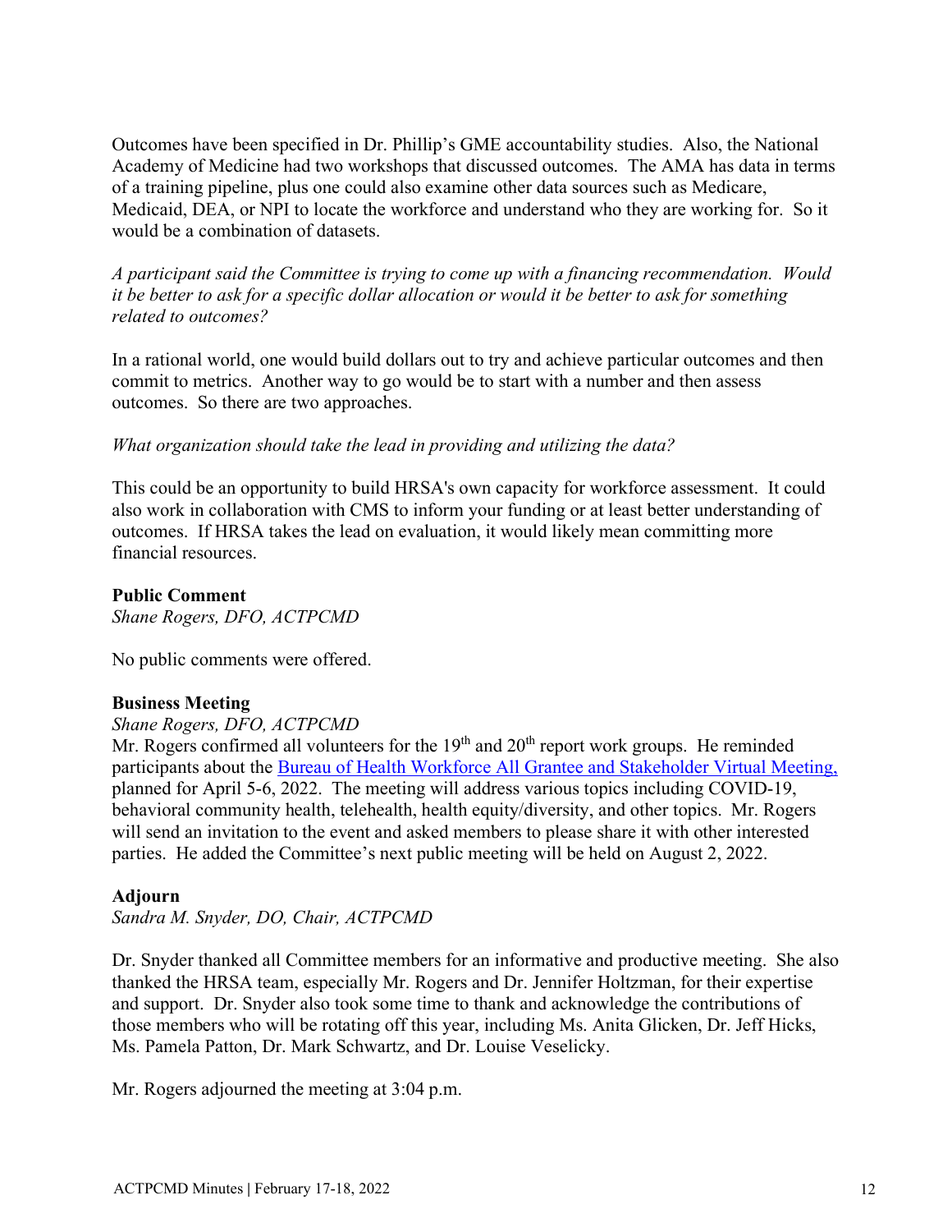Outcomes have been specified in Dr. Phillip's GME accountability studies. Also, the National Academy of Medicine had two workshops that discussed outcomes. The AMA has data in terms of a training pipeline, plus one could also examine other data sources such as Medicare, Medicaid, DEA, or NPI to locate the workforce and understand who they are working for. So it would be a combination of datasets.

*A participant said the Committee is trying to come up with a financing recommendation. Would it be better to ask for a specific dollar allocation or would it be better to ask for something related to outcomes?*

In a rational world, one would build dollars out to try and achieve particular outcomes and then commit to metrics. Another way to go would be to start with a number and then assess outcomes. So there are two approaches.

*What organization should take the lead in providing and utilizing the data?*

This could be an opportunity to build HRSA's own capacity for workforce assessment. It could also work in collaboration with CMS to inform your funding or at least better understanding of outcomes. If HRSA takes the lead on evaluation, it would likely mean committing more financial resources.

**Public Comment**
*Shane Rogers, DFO, ACTPCMD*

No public comments were offered.

**Business Meeting**
*Shane Rogers, DFO, ACTPCMD*
Mr. Rogers confirmed all volunteers for the 19th and 20th report work groups. He reminded participants about the Bureau of Health Workforce All Grantee and Stakeholder Virtual Meeting, planned for April 5-6, 2022. The meeting will address various topics including COVID-19, behavioral community health, telehealth, health equity/diversity, and other topics. Mr. Rogers will send an invitation to the event and asked members to please share it with other interested parties. He added the Committee's next public meeting will be held on August 2, 2022.

**Adjourn**
*Sandra M. Snyder, DO, Chair, ACTPCMD*

Dr. Snyder thanked all Committee members for an informative and productive meeting. She also thanked the HRSA team, especially Mr. Rogers and Dr. Jennifer Holtzman, for their expertise and support. Dr. Snyder also took some time to thank and acknowledge the contributions of those members who will be rotating off this year, including Ms. Anita Glicken, Dr. Jeff Hicks, Ms. Pamela Patton, Dr. Mark Schwartz, and Dr. Louise Veselicky.

Mr. Rogers adjourned the meeting at 3:04 p.m.